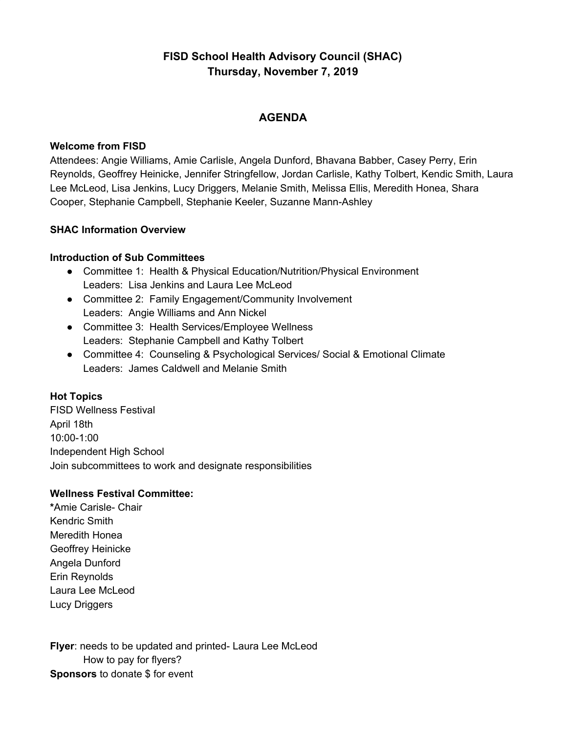# FISD School Health Advisory Council (SHAC)
## Thursday, November 7, 2019

## AGENDA

**Welcome from FISD**
Attendees: Angie Williams, Amie Carlisle, Angela Dunford, Bhavana Babber, Casey Perry, Erin Reynolds, Geoffrey Heinicke, Jennifer Stringfellow, Jordan Carlisle, Kathy Tolbert, Kendic Smith, Laura Lee McLeod, Lisa Jenkins, Lucy Driggers, Melanie Smith, Melissa Ellis, Meredith Honea, Shara Cooper, Stephanie Campbell, Stephanie Keeler, Suzanne Mann-Ashley

**SHAC Information Overview**

**Introduction of Sub Committees**

- Committee 1: Health & Physical Education/Nutrition/Physical Environment
  Leaders: Lisa Jenkins and Laura Lee McLeod
- Committee 2: Family Engagement/Community Involvement
  Leaders: Angie Williams and Ann Nickel
- Committee 3: Health Services/Employee Wellness
  Leaders: Stephanie Campbell and Kathy Tolbert
- Committee 4: Counseling & Psychological Services/ Social & Emotional Climate
  Leaders: James Caldwell and Melanie Smith

**Hot Topics**
FISD Wellness Festival
April 18th
10:00-1:00
Independent High School
Join subcommittees to work and designate responsibilities

**Wellness Festival Committee:**
**\***Amie Carisle- Chair
Kendric Smith
Meredith Honea
Geoffrey Heinicke
Angela Dunford
Erin Reynolds
Laura Lee McLeod
Lucy Driggers

**Flyer**: needs to be updated and printed- Laura Lee McLeod
How to pay for flyers?
**Sponsors** to donate $ for event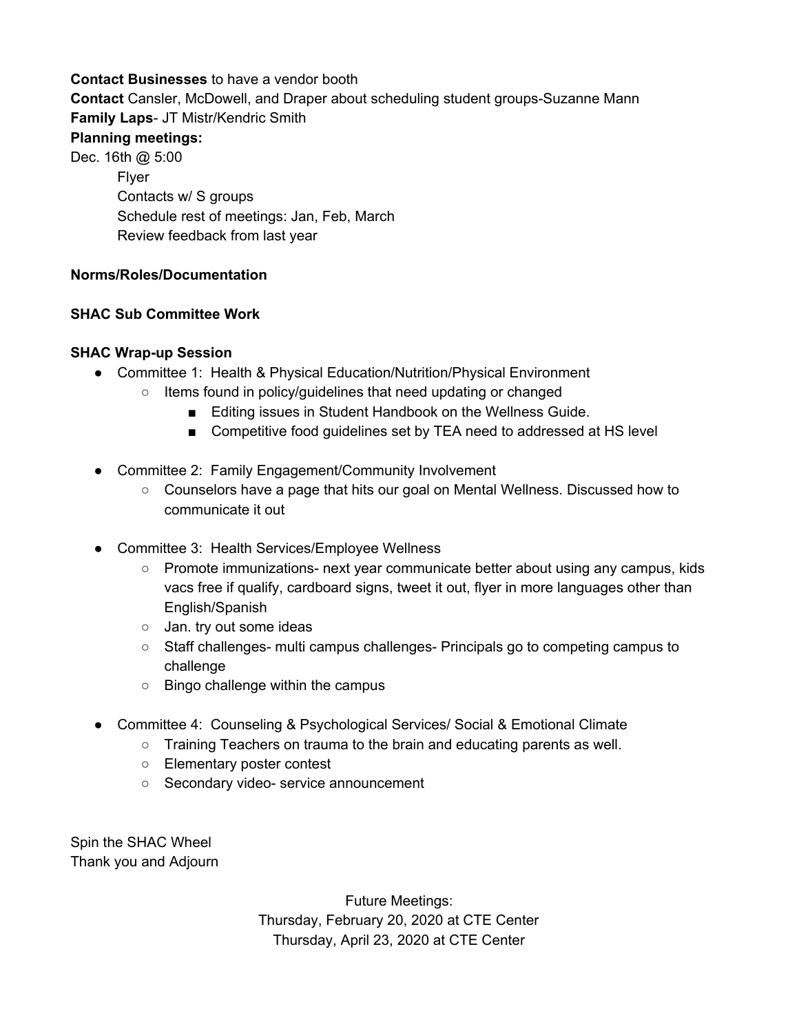**Contact Businesses** to have a vendor booth
**Contact** Cansler, McDowell, and Draper about scheduling student groups-Suzanne Mann
**Family Laps**- JT Mistr/Kendric Smith
**Planning meetings:**
Dec. 16th @ 5:00

- Flyer
- Contacts w/ S groups
- Schedule rest of meetings: Jan, Feb, March
- Review feedback from last year

**Norms/Roles/Documentation**

**SHAC Sub Committee Work**

**SHAC Wrap-up Session**

- Committee 1: Health & Physical Education/Nutrition/Physical Environment
  - Items found in policy/guidelines that need updating or changed
    - Editing issues in Student Handbook on the Wellness Guide.
    - Competitive food guidelines set by TEA need to addressed at HS level

- Committee 2: Family Engagement/Community Involvement
  - Counselors have a page that hits our goal on Mental Wellness. Discussed how to communicate it out

- Committee 3: Health Services/Employee Wellness
  - Promote immunizations- next year communicate better about using any campus, kids vacs free if qualify, cardboard signs, tweet it out, flyer in more languages other than English/Spanish
  - Jan. try out some ideas
  - Staff challenges- multi campus challenges- Principals go to competing campus to challenge
  - Bingo challenge within the campus

- Committee 4: Counseling & Psychological Services/ Social & Emotional Climate
  - Training Teachers on trauma to the brain and educating parents as well.
  - Elementary poster contest
  - Secondary video- service announcement

Spin the SHAC Wheel
Thank you and Adjourn

Future Meetings:
Thursday, February 20, 2020 at CTE Center
Thursday, April 23, 2020 at CTE Center